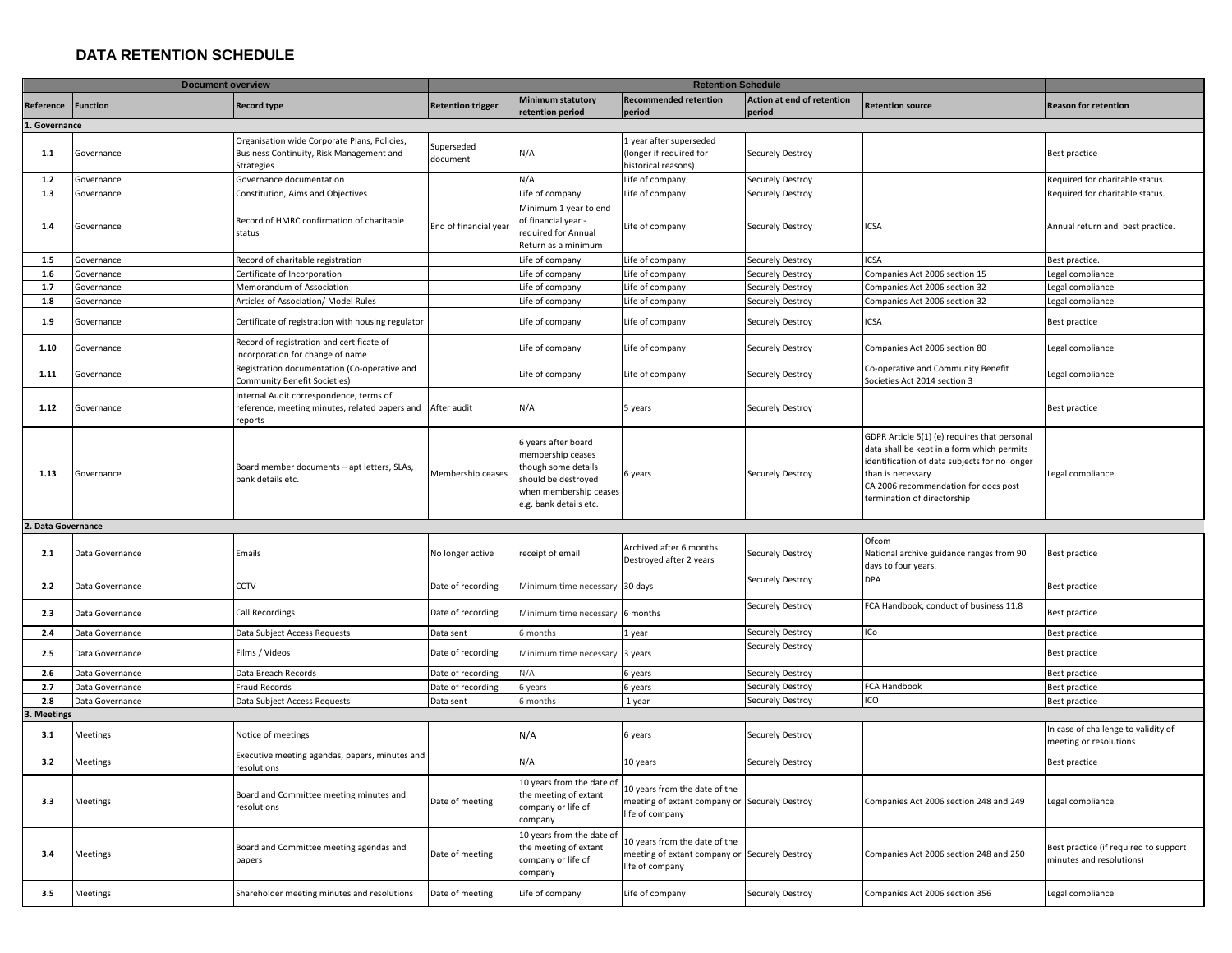# DATA RETENTION SCHEDULE

| Document overview | | | Retention Schedule | | | | | |
|---|---|---|---|---|---|---|---|---|
| **Reference** | **Function** | **Record type** | **Retention trigger** | **Minimum statutory retention period** | **Recommended retention period** | **Action at end of retention period** | **Retention source** | **Reason for retention** |
| **1. Governance** | | | | | | | | |
| **1.1** | Governance | Organisation wide Corporate Plans, Policies, Business Continuity, Risk Management and Strategies | Superseded document | N/A | 1 year after superseded (longer if required for historical reasons) | Securely Destroy | | Best practice |
| **1.2** | Governance | Governance documentation | | N/A | Life of company | Securely Destroy | | Required for charitable status. |
| **1.3** | Governance | Constitution, Aims and Objectives | | Life of company | Life of company | Securely Destroy | | Required for charitable status. |
| **1.4** | Governance | Record of HMRC confirmation of charitable status | End of financial year | Minimum 1 year to end of financial year - required for Annual Return as a minimum | Life of company | Securely Destroy | ICSA | Annual return and best practice. |
| **1.5** | Governance | Record of charitable registration | | Life of company | Life of company | Securely Destroy | ICSA | Best practice. |
| **1.6** | Governance | Certificate of Incorporation | | Life of company | Life of company | Securely Destroy | Companies Act 2006 section 15 | Legal compliance |
| **1.7** | Governance | Memorandum of Association | | Life of company | Life of company | Securely Destroy | Companies Act 2006 section 32 | Legal compliance |
| **1.8** | Governance | Articles of Association/ Model Rules | | Life of company | Life of company | Securely Destroy | Companies Act 2006 section 32 | Legal compliance |
| **1.9** | Governance | Certificate of registration with housing regulator | | Life of company | Life of company | Securely Destroy | ICSA | Best practice |
| **1.10** | Governance | Record of registration and certificate of incorporation for change of name | | Life of company | Life of company | Securely Destroy | Companies Act 2006 section 80 | Legal compliance |
| **1.11** | Governance | Registration documentation (Co-operative and Community Benefit Societies) | | Life of company | Life of company | Securely Destroy | Co-operative and Community Benefit Societies Act 2014 section 3 | Legal compliance |
| **1.12** | Governance | Internal Audit correspondence, terms of reference, meeting minutes, related papers and reports | After audit | N/A | 5 years | Securely Destroy | | Best practice |
| **1.13** | Governance | Board member documents – apt letters, SLAs, bank details etc. | Membership ceases | 6 years after board membership ceases though some details should be destroyed when membership ceases e.g. bank details etc. | 6 years | Securely Destroy | GDPR Article 5(1) (e) requires that personal data shall be kept in a form which permits identification of data subjects for no longer than is necessary CA 2006 recommendation for docs post termination of directorship | Legal compliance |
| **2. Data Governance** | | | | | | | | |
| **2.1** | Data Governance | Emails | No longer active | receipt of email | Archived after 6 months Destroyed after 2 years | Securely Destroy | Ofcom National archive guidance ranges from 90 days to four years. | Best practice |
| **2.2** | Data Governance | CCTV | Date of recording | Minimum time necessary | 30 days | Securely Destroy | DPA | Best practice |
| **2.3** | Data Governance | Call Recordings | Date of recording | Minimum time necessary | 6 months | Securely Destroy | FCA Handbook, conduct of business 11.8 | Best practice |
| **2.4** | Data Governance | Data Subject Access Requests | Data sent | 6 months | 1 year | Securely Destroy | ICo | Best practice |
| **2.5** | Data Governance | Films / Videos | Date of recording | Minimum time necessary | 3 years | Securely Destroy | | Best practice |
| **2.6** | Data Governance | Data Breach Records | Date of recording | N/A | 6 years | Securely Destroy | | Best practice |
| **2.7** | Data Governance | Fraud Records | Date of recording | 6 years | 6 years | Securely Destroy | FCA Handbook | Best practice |
| **2.8** | Data Governance | Data Subject Access Requests | Data sent | 6 months | 1 year | Securely Destroy | ICO | Best practice |
| **3. Meetings** | | | | | | | | |
| **3.1** | Meetings | Notice of meetings | | N/A | 6 years | Securely Destroy | | In case of challenge to validity of meeting or resolutions |
| **3.2** | Meetings | Executive meeting agendas, papers, minutes and resolutions | | N/A | 10 years | Securely Destroy | | Best practice |
| **3.3** | Meetings | Board and Committee meeting minutes and resolutions | Date of meeting | 10 years from the date of the meeting of extant company or life of company | 10 years from the date of the meeting of extant company or life of company | Securely Destroy | Companies Act 2006 section 248 and 249 | Legal compliance |
| **3.4** | Meetings | Board and Committee meeting agendas and papers | Date of meeting | 10 years from the date of the meeting of extant company or life of company | 10 years from the date of the meeting of extant company or life of company | Securely Destroy | Companies Act 2006 section 248 and 250 | Best practice (if required to support minutes and resolutions) |
| **3.5** | Meetings | Shareholder meeting minutes and resolutions | Date of meeting | Life of company | Life of company | Securely Destroy | Companies Act 2006 section 356 | Legal compliance |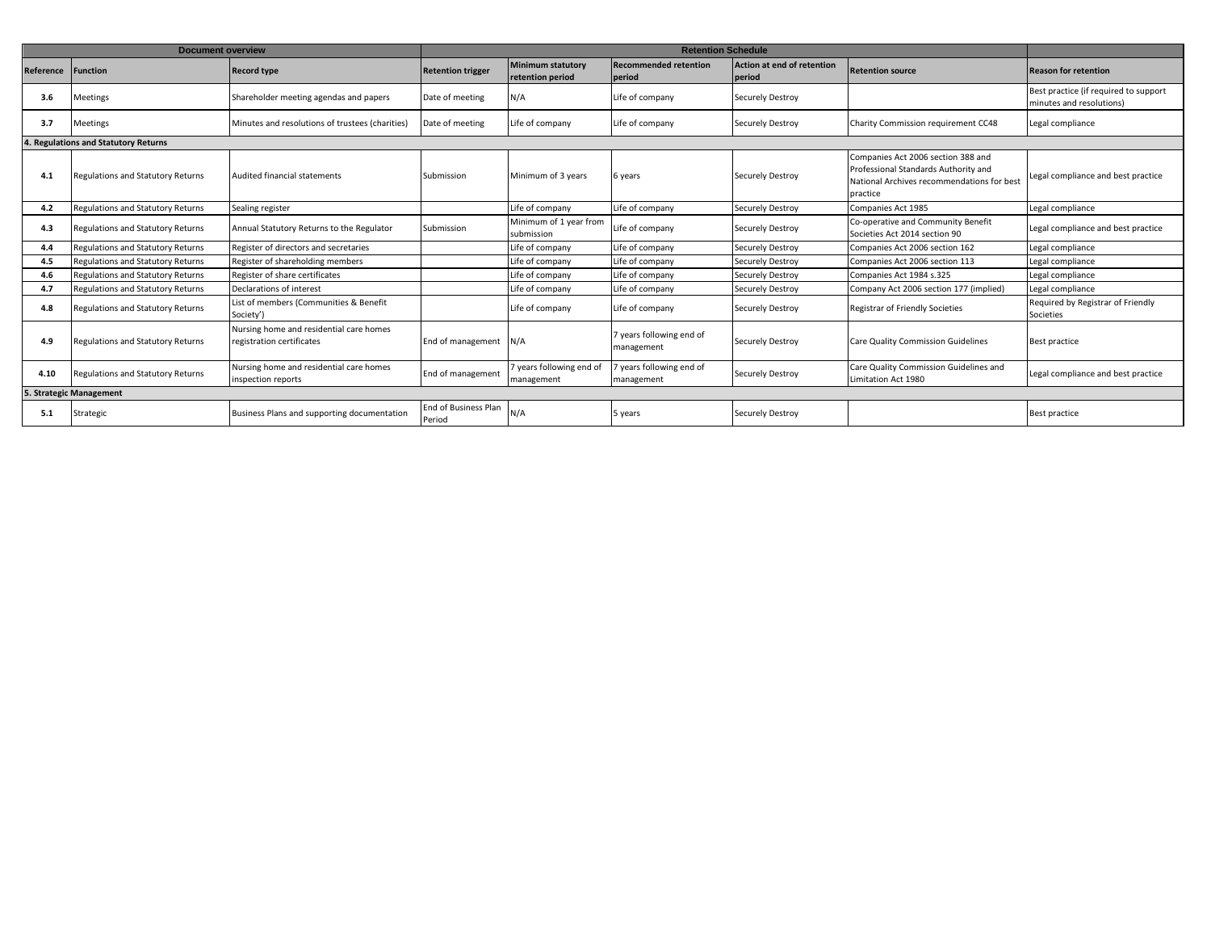| Document overview | | | Retention Schedule | | | | | |
|---|---|---|---|---|---|---|---|---|
| **Reference** | **Function** | **Record type** | **Retention trigger** | **Minimum statutory retention period** | **Recommended retention period** | **Action at end of retention period** | **Retention source** | **Reason for retention** |
| **3.6** | Meetings | Shareholder meeting agendas and papers | Date of meeting | N/A | Life of company | Securely Destroy | | Best practice (if required to support minutes and resolutions) |
| **3.7** | Meetings | Minutes and resolutions of trustees (charities) | Date of meeting | Life of company | Life of company | Securely Destroy | Charity Commission requirement CC48 | Legal compliance |
| **4. Regulations and Statutory Returns** | | | | | | | | |
| **4.1** | Regulations and Statutory Returns | Audited financial statements | Submission | Minimum of 3 years | 6 years | Securely Destroy | Companies Act 2006 section 388 and Professional Standards Authority and National Archives recommendations for best practice | Legal compliance and best practice |
| **4.2** | Regulations and Statutory Returns | Sealing register | | Life of company | Life of company | Securely Destroy | Companies Act 1985 | Legal compliance |
| **4.3** | Regulations and Statutory Returns | Annual Statutory Returns to the Regulator | Submission | Minimum of 1 year from submission | Life of company | Securely Destroy | Co-operative and Community Benefit Societies Act 2014 section 90 | Legal compliance and best practice |
| **4.4** | Regulations and Statutory Returns | Register of directors and secretaries | | Life of company | Life of company | Securely Destroy | Companies Act 2006 section 162 | Legal compliance |
| **4.5** | Regulations and Statutory Returns | Register of shareholding members | | Life of company | Life of company | Securely Destroy | Companies Act 2006 section 113 | Legal compliance |
| **4.6** | Regulations and Statutory Returns | Register of share certificates | | Life of company | Life of company | Securely Destroy | Companies Act 1984 s.325 | Legal compliance |
| **4.7** | Regulations and Statutory Returns | Declarations of interest | | Life of company | Life of company | Securely Destroy | Company Act 2006 section 177 (implied) | Legal compliance |
| **4.8** | Regulations and Statutory Returns | List of members (Communities & Benefit Society') | | Life of company | Life of company | Securely Destroy | Registrar of Friendly Societies | Required by Registrar of Friendly Societies |
| **4.9** | Regulations and Statutory Returns | Nursing home and residential care homes registration certificates | End of management | N/A | 7 years following end of management | Securely Destroy | Care Quality Commission Guidelines | Best practice |
| **4.10** | Regulations and Statutory Returns | Nursing home and residential care homes inspection reports | End of management | 7 years following end of management | 7 years following end of management | Securely Destroy | Care Quality Commission Guidelines and Limitation Act 1980 | Legal compliance and best practice |
| **5. Strategic Management** | | | | | | | | |
| **5.1** | Strategic | Business Plans and supporting documentation | End of Business Plan Period | N/A | 5 years | Securely Destroy | | Best practice |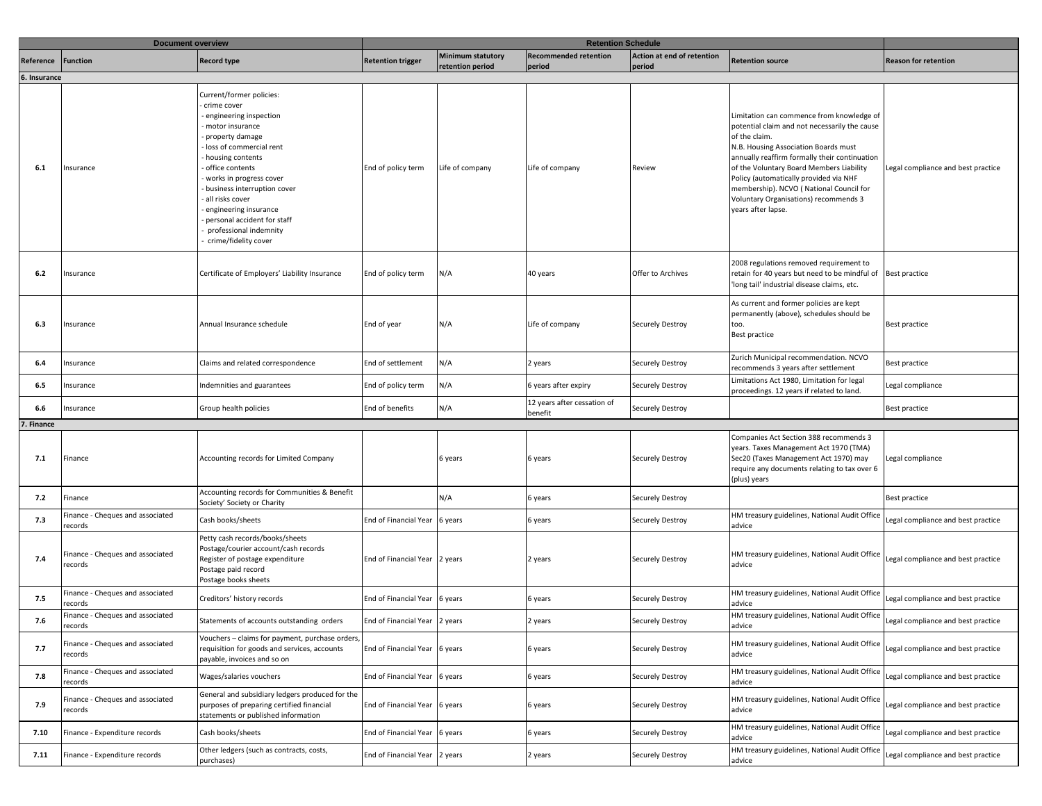| Document overview | | | Retention Schedule | | | | | |
|---|---|---|---|---|---|---|---|---|
| Reference | Function | Record type | Retention trigger | Minimum statutory retention period | Recommended retention period | Action at end of retention period | Retention source | Reason for retention |
| **6. Insurance** | | | | | | | | |
| 6.1 | Insurance | Current/former policies:<br>- crime cover<br>- engineering inspection<br>- motor insurance<br>- property damage<br>- loss of commercial rent<br>- housing contents<br>- office contents<br>- works in progress cover<br>- business interruption cover<br>- all risks cover<br>- engineering insurance<br>- personal accident for staff<br>- professional indemnity<br>- crime/fidelity cover | End of policy term | Life of company | Life of company | Review | Limitation can commence from knowledge of potential claim and not necessarily the cause of the claim.<br>N.B. Housing Association Boards must annually reaffirm formally their continuation of the Voluntary Board Members Liability Policy (automatically provided via NHF membership). NCVO ( National Council for Voluntary Organisations) recommends 3 years after lapse. | Legal compliance and best practice |
| 6.2 | Insurance | Certificate of Employers' Liability Insurance | End of policy term | N/A | 40 years | Offer to Archives | 2008 regulations removed requirement to retain for 40 years but need to be mindful of 'long tail' industrial disease claims, etc. | Best practice |
| 6.3 | Insurance | Annual Insurance schedule | End of year | N/A | Life of company | Securely Destroy | As current and former policies are kept permanently (above), schedules should be too.<br>Best practice | Best practice |
| 6.4 | Insurance | Claims and related correspondence | End of settlement | N/A | 2 years | Securely Destroy | Zurich Municipal recommendation. NCVO recommends 3 years after settlement | Best practice |
| 6.5 | Insurance | Indemnities and guarantees | End of policy term | N/A | 6 years after expiry | Securely Destroy | Limitations Act 1980, Limitation for legal proceedings. 12 years if related to land. | Legal compliance |
| 6.6 | Insurance | Group health policies | End of benefits | N/A | 12 years after cessation of benefit | Securely Destroy | | Best practice |
| **7. Finance** | | | | | | | | |
| 7.1 | Finance | Accounting records for Limited Company | | 6 years | 6 years | Securely Destroy | Companies Act Section 388 recommends 3 years. Taxes Management Act 1970 (TMA) Sec20 (Taxes Management Act 1970) may require any documents relating to tax over 6 (plus) years | Legal compliance |
| 7.2 | Finance | Accounting records for Communities & Benefit Society' Society or Charity | | N/A | 6 years | Securely Destroy | | Best practice |
| 7.3 | Finance - Cheques and associated records | Cash books/sheets | End of Financial Year | 6 years | 6 years | Securely Destroy | HM treasury guidelines, National Audit Office advice | Legal compliance and best practice |
| 7.4 | Finance - Cheques and associated records | Petty cash records/books/sheets<br>Postage/courier account/cash records<br>Register of postage expenditure<br>Postage paid record<br>Postage books sheets | End of Financial Year | 2 years | 2 years | Securely Destroy | HM treasury guidelines, National Audit Office advice | Legal compliance and best practice |
| 7.5 | Finance - Cheques and associated records | Creditors' history records | End of Financial Year | 6 years | 6 years | Securely Destroy | HM treasury guidelines, National Audit Office advice | Legal compliance and best practice |
| 7.6 | Finance - Cheques and associated records | Statements of accounts outstanding orders | End of Financial Year | 2 years | 2 years | Securely Destroy | HM treasury guidelines, National Audit Office advice | Legal compliance and best practice |
| 7.7 | Finance - Cheques and associated records | Vouchers – claims for payment, purchase orders, requisition for goods and services, accounts payable, invoices and so on | End of Financial Year | 6 years | 6 years | Securely Destroy | HM treasury guidelines, National Audit Office advice | Legal compliance and best practice |
| 7.8 | Finance - Cheques and associated records | Wages/salaries vouchers | End of Financial Year | 6 years | 6 years | Securely Destroy | HM treasury guidelines, National Audit Office advice | Legal compliance and best practice |
| 7.9 | Finance - Cheques and associated records | General and subsidiary ledgers produced for the purposes of preparing certified financial statements or published information | End of Financial Year | 6 years | 6 years | Securely Destroy | HM treasury guidelines, National Audit Office advice | Legal compliance and best practice |
| 7.10 | Finance - Expenditure records | Cash books/sheets | End of Financial Year | 6 years | 6 years | Securely Destroy | HM treasury guidelines, National Audit Office advice | Legal compliance and best practice |
| 7.11 | Finance - Expenditure records | Other ledgers (such as contracts, costs, purchases) | End of Financial Year | 2 years | 2 years | Securely Destroy | HM treasury guidelines, National Audit Office advice | Legal compliance and best practice |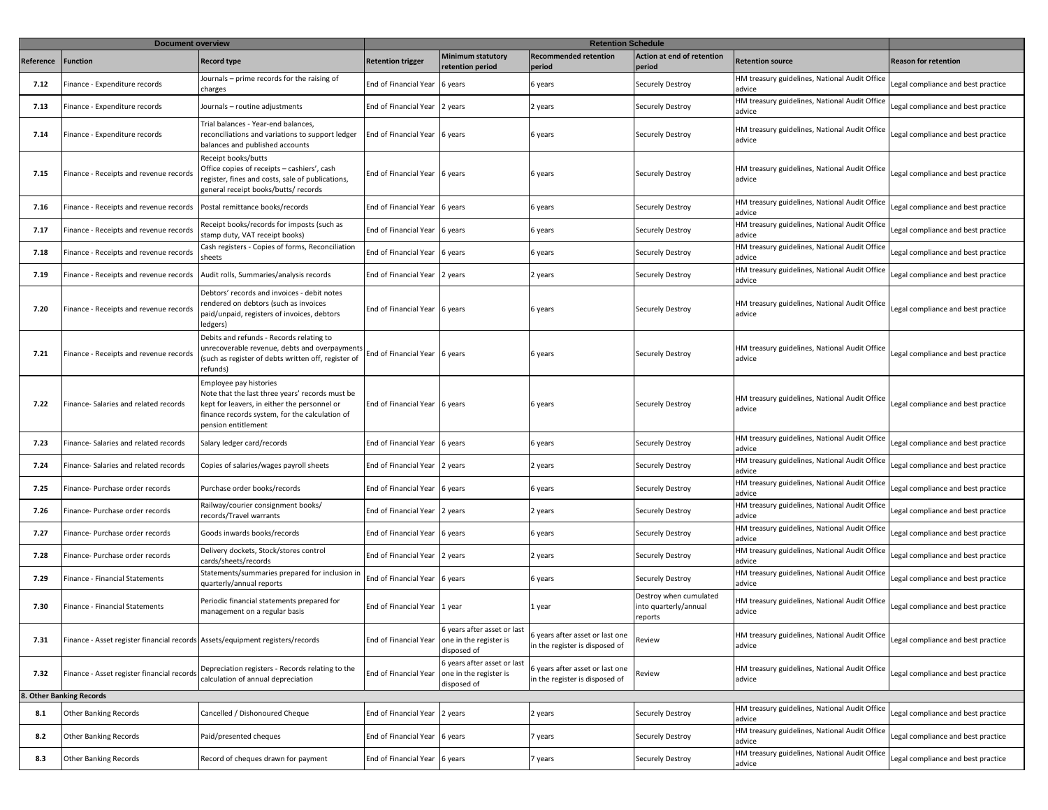| Document overview | | | Retention Schedule | | | | | | |
|---|---|---|---|---|---|---|---|---|---|
| Reference | Function | Record type | Retention trigger | Minimum statutory retention period | Recommended retention period | Action at end of retention period | Retention source | Reason for retention |
| 7.12 | Finance - Expenditure records | Journals – prime records for the raising of charges | End of Financial Year | 6 years | 6 years | Securely Destroy | HM treasury guidelines, National Audit Office advice | Legal compliance and best practice |
| 7.13 | Finance - Expenditure records | Journals – routine adjustments | End of Financial Year | 2 years | 2 years | Securely Destroy | HM treasury guidelines, National Audit Office advice | Legal compliance and best practice |
| 7.14 | Finance - Expenditure records | Trial balances - Year-end balances, reconciliations and variations to support ledger balances and published accounts | End of Financial Year | 6 years | 6 years | Securely Destroy | HM treasury guidelines, National Audit Office advice | Legal compliance and best practice |
| 7.15 | Finance - Receipts and revenue records | Receipt books/butts Office copies of receipts – cashiers', cash register, fines and costs, sale of publications, general receipt books/butts/ records | End of Financial Year | 6 years | 6 years | Securely Destroy | HM treasury guidelines, National Audit Office advice | Legal compliance and best practice |
| 7.16 | Finance - Receipts and revenue records | Postal remittance books/records | End of Financial Year | 6 years | 6 years | Securely Destroy | HM treasury guidelines, National Audit Office advice | Legal compliance and best practice |
| 7.17 | Finance - Receipts and revenue records | Receipt books/records for imposts (such as stamp duty, VAT receipt books) | End of Financial Year | 6 years | 6 years | Securely Destroy | HM treasury guidelines, National Audit Office advice | Legal compliance and best practice |
| 7.18 | Finance - Receipts and revenue records | Cash registers - Copies of forms, Reconciliation sheets | End of Financial Year | 6 years | 6 years | Securely Destroy | HM treasury guidelines, National Audit Office advice | Legal compliance and best practice |
| 7.19 | Finance - Receipts and revenue records | Audit rolls, Summaries/analysis records | End of Financial Year | 2 years | 2 years | Securely Destroy | HM treasury guidelines, National Audit Office advice | Legal compliance and best practice |
| 7.20 | Finance - Receipts and revenue records | Debtors' records and invoices - debit notes rendered on debtors (such as invoices paid/unpaid, registers of invoices, debtors ledgers) | End of Financial Year | 6 years | 6 years | Securely Destroy | HM treasury guidelines, National Audit Office advice | Legal compliance and best practice |
| 7.21 | Finance - Receipts and revenue records | Debits and refunds - Records relating to unrecoverable revenue, debts and overpayments (such as register of debts written off, register of refunds) | End of Financial Year | 6 years | 6 years | Securely Destroy | HM treasury guidelines, National Audit Office advice | Legal compliance and best practice |
| 7.22 | Finance- Salaries and related records | Employee pay histories Note that the last three years' records must be kept for leavers, in either the personnel or finance records system, for the calculation of pension entitlement | End of Financial Year | 6 years | 6 years | Securely Destroy | HM treasury guidelines, National Audit Office advice | Legal compliance and best practice |
| 7.23 | Finance- Salaries and related records | Salary ledger card/records | End of Financial Year | 6 years | 6 years | Securely Destroy | HM treasury guidelines, National Audit Office advice | Legal compliance and best practice |
| 7.24 | Finance- Salaries and related records | Copies of salaries/wages payroll sheets | End of Financial Year | 2 years | 2 years | Securely Destroy | HM treasury guidelines, National Audit Office advice | Legal compliance and best practice |
| 7.25 | Finance- Purchase order records | Purchase order books/records | End of Financial Year | 6 years | 6 years | Securely Destroy | HM treasury guidelines, National Audit Office advice | Legal compliance and best practice |
| 7.26 | Finance- Purchase order records | Railway/courier consignment books/ records/Travel warrants | End of Financial Year | 2 years | 2 years | Securely Destroy | HM treasury guidelines, National Audit Office advice | Legal compliance and best practice |
| 7.27 | Finance- Purchase order records | Goods inwards books/records | End of Financial Year | 6 years | 6 years | Securely Destroy | HM treasury guidelines, National Audit Office advice | Legal compliance and best practice |
| 7.28 | Finance- Purchase order records | Delivery dockets, Stock/stores control cards/sheets/records | End of Financial Year | 2 years | 2 years | Securely Destroy | HM treasury guidelines, National Audit Office advice | Legal compliance and best practice |
| 7.29 | Finance - Financial Statements | Statements/summaries prepared for inclusion in quarterly/annual reports | End of Financial Year | 6 years | 6 years | Securely Destroy | HM treasury guidelines, National Audit Office advice | Legal compliance and best practice |
| 7.30 | Finance - Financial Statements | Periodic financial statements prepared for management on a regular basis | End of Financial Year | 1 year | 1 year | Destroy when cumulated into quarterly/annual reports | HM treasury guidelines, National Audit Office advice | Legal compliance and best practice |
| 7.31 | Finance - Asset register financial records | Assets/equipment registers/records | End of Financial Year | 6 years after asset or last one in the register is disposed of | 6 years after asset or last one in the register is disposed of | Review | HM treasury guidelines, National Audit Office advice | Legal compliance and best practice |
| 7.32 | Finance - Asset register financial records | Depreciation registers - Records relating to the calculation of annual depreciation | End of Financial Year | 6 years after asset or last one in the register is disposed of | 6 years after asset or last one in the register is disposed of | Review | HM treasury guidelines, National Audit Office advice | Legal compliance and best practice |
| **8. Other Banking Records** | | | | | | | | |
| 8.1 | Other Banking Records | Cancelled / Dishonoured Cheque | End of Financial Year | 2 years | 2 years | Securely Destroy | HM treasury guidelines, National Audit Office advice | Legal compliance and best practice |
| 8.2 | Other Banking Records | Paid/presented cheques | End of Financial Year | 6 years | 7 years | Securely Destroy | HM treasury guidelines, National Audit Office advice | Legal compliance and best practice |
| 8.3 | Other Banking Records | Record of cheques drawn for payment | End of Financial Year | 6 years | 7 years | Securely Destroy | HM treasury guidelines, National Audit Office advice | Legal compliance and best practice |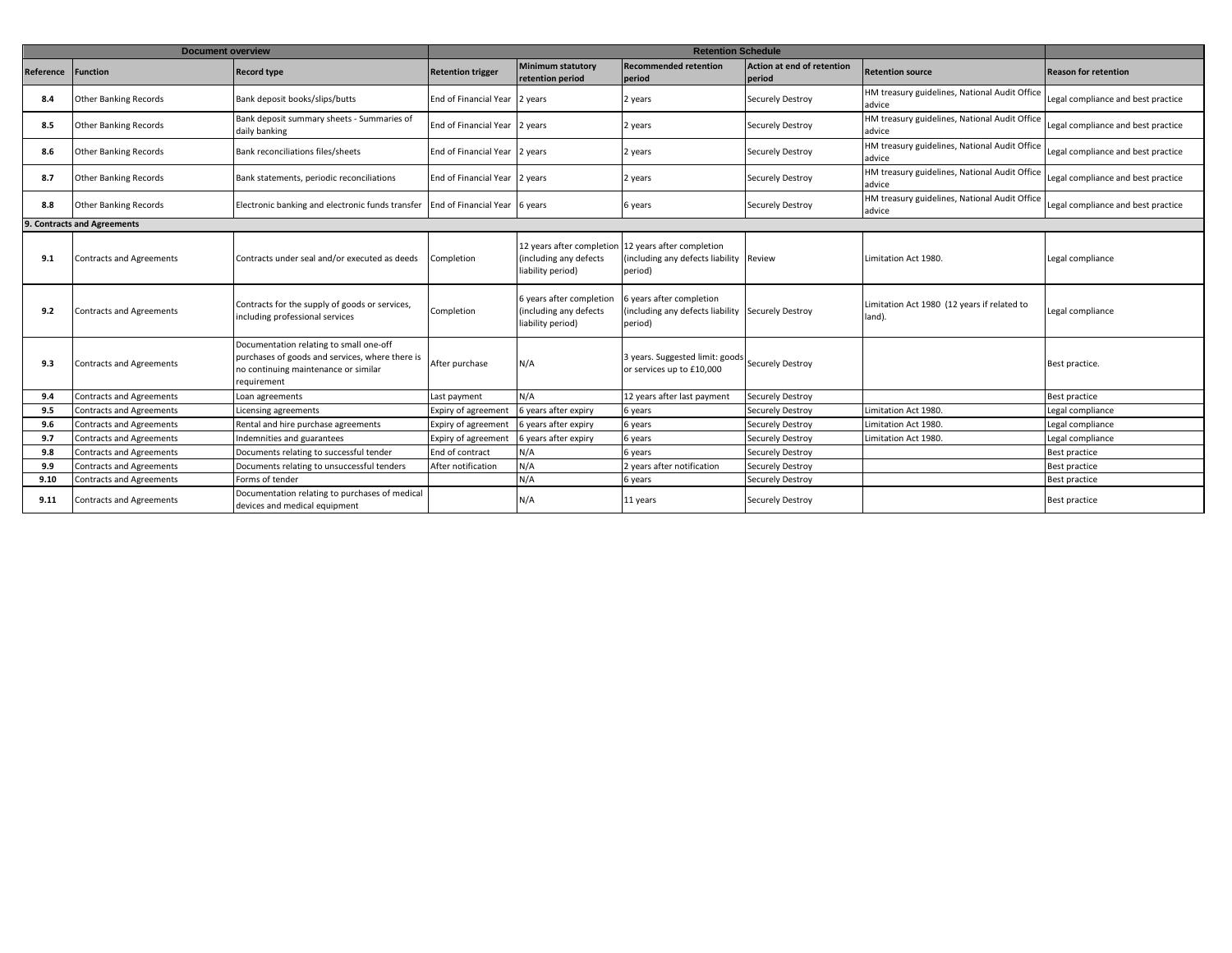| Document overview | | | Retention Schedule | | | | | |
|---|---|---|---|---|---|---|---|---|
| **Reference** | **Function** | **Record type** | **Retention trigger** | **Minimum statutory retention period** | **Recommended retention period** | **Action at end of retention period** | **Retention source** | **Reason for retention** |
| **8.4** | Other Banking Records | Bank deposit books/slips/butts | End of Financial Year | 2 years | 2 years | Securely Destroy | HM treasury guidelines, National Audit Office advice | Legal compliance and best practice |
| **8.5** | Other Banking Records | Bank deposit summary sheets - Summaries of daily banking | End of Financial Year | 2 years | 2 years | Securely Destroy | HM treasury guidelines, National Audit Office advice | Legal compliance and best practice |
| **8.6** | Other Banking Records | Bank reconciliations files/sheets | End of Financial Year | 2 years | 2 years | Securely Destroy | HM treasury guidelines, National Audit Office advice | Legal compliance and best practice |
| **8.7** | Other Banking Records | Bank statements, periodic reconciliations | End of Financial Year | 2 years | 2 years | Securely Destroy | HM treasury guidelines, National Audit Office advice | Legal compliance and best practice |
| **8.8** | Other Banking Records | Electronic banking and electronic funds transfer | End of Financial Year | 6 years | 6 years | Securely Destroy | HM treasury guidelines, National Audit Office advice | Legal compliance and best practice |
| **9. Contracts and Agreements** | | | | | | | | |
| **9.1** | Contracts and Agreements | Contracts under seal and/or executed as deeds | Completion | 12 years after completion (including any defects liability period) | 12 years after completion (including any defects liability period) | Review | Limitation Act 1980. | Legal compliance |
| **9.2** | Contracts and Agreements | Contracts for the supply of goods or services, including professional services | Completion | 6 years after completion (including any defects liability period) | 6 years after completion (including any defects liability period) | Securely Destroy | Limitation Act 1980 (12 years if related to land). | Legal compliance |
| **9.3** | Contracts and Agreements | Documentation relating to small one-off purchases of goods and services, where there is no continuing maintenance or similar requirement | After purchase | N/A | 3 years. Suggested limit: goods or services up to £10,000 | Securely Destroy | | Best practice. |
| **9.4** | Contracts and Agreements | Loan agreements | Last payment | N/A | 12 years after last payment | Securely Destroy | | Best practice |
| **9.5** | Contracts and Agreements | Licensing agreements | Expiry of agreement | 6 years after expiry | 6 years | Securely Destroy | Limitation Act 1980. | Legal compliance |
| **9.6** | Contracts and Agreements | Rental and hire purchase agreements | Expiry of agreement | 6 years after expiry | 6 years | Securely Destroy | Limitation Act 1980. | Legal compliance |
| **9.7** | Contracts and Agreements | Indemnities and guarantees | Expiry of agreement | 6 years after expiry | 6 years | Securely Destroy | Limitation Act 1980. | Legal compliance |
| **9.8** | Contracts and Agreements | Documents relating to successful tender | End of contract | N/A | 6 years | Securely Destroy | | Best practice |
| **9.9** | Contracts and Agreements | Documents relating to unsuccessful tenders | After notification | N/A | 2 years after notification | Securely Destroy | | Best practice |
| **9.10** | Contracts and Agreements | Forms of tender | | N/A | 6 years | Securely Destroy | | Best practice |
| **9.11** | Contracts and Agreements | Documentation relating to purchases of medical devices and medical equipment | | N/A | 11 years | Securely Destroy | | Best practice |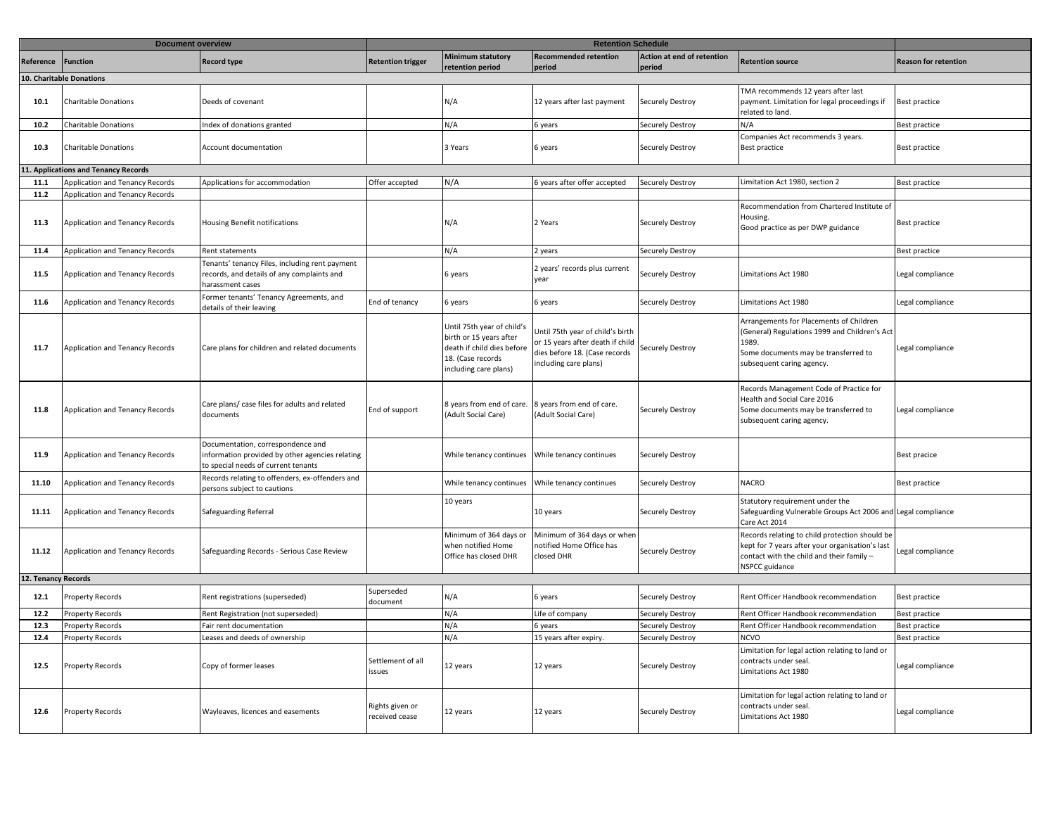| Document overview | | | Retention Schedule | | | | | |
|---|---|---|---|---|---|---|---|---|
| Reference | Function | Record type | Retention trigger | Minimum statutory retention period | Recommended retention period | Action at end of retention period | Retention source | Reason for retention |
| **10. Charitable Donations** | | | | | | | | |
| 10.1 | Charitable Donations | Deeds of covenant | | N/A | 12 years after last payment | Securely Destroy | TMA recommends 12 years after last payment. Limitation for legal proceedings if related to land. | Best practice |
| 10.2 | Charitable Donations | Index of donations granted | | N/A | 6 years | Securely Destroy | N/A | Best practice |
| 10.3 | Charitable Donations | Account documentation | | 3 Years | 6 years | Securely Destroy | Companies Act recommends 3 years. Best practice | Best practice |
| **11. Applications and Tenancy Records** | | | | | | | | |
| 11.1 | Application and Tenancy Records | Applications for accommodation | Offer accepted | N/A | 6 years after offer accepted | Securely Destroy | Limitation Act 1980, section 2 | Best practice |
| 11.2 | Application and Tenancy Records | | | | | | | |
| 11.3 | Application and Tenancy Records | Housing Benefit notifications | | N/A | 2 Years | Securely Destroy | Recommendation from Chartered Institute of Housing. Good practice as per DWP guidance | Best practice |
| 11.4 | Application and Tenancy Records | Rent statements | | N/A | 2 years | Securely Destroy | | Best practice |
| 11.5 | Application and Tenancy Records | Tenants' tenancy Files, including rent payment records, and details of any complaints and harassment cases | | 6 years | 2 years' records plus current year | Securely Destroy | Limitations Act 1980 | Legal compliance |
| 11.6 | Application and Tenancy Records | Former tenants' Tenancy Agreements, and details of their leaving | End of tenancy | 6 years | 6 years | Securely Destroy | Limitations Act 1980 | Legal compliance |
| 11.7 | Application and Tenancy Records | Care plans for children and related documents | | Until 75th year of child's birth or 15 years after death if child dies before 18. (Case records including care plans) | Until 75th year of child's birth or 15 years after death if child dies before 18. (Case records including care plans) | Securely Destroy | Arrangements for Placements of Children (General) Regulations 1999 and Children's Act 1989. Some documents may be transferred to subsequent caring agency. | Legal compliance |
| 11.8 | Application and Tenancy Records | Care plans/ care files for adults and related documents | End of support | 8 years from end of care. (Adult Social Care) | 8 years from end of care. (Adult Social Care) | Securely Destroy | Records Management Code of Practice for Health and Social Care 2016 Some documents may be transferred to subsequent caring agency. | Legal compliance |
| 11.9 | Application and Tenancy Records | Documentation, correspondence and information provided by other agencies relating to special needs of current tenants | | While tenancy continues | While tenancy continues | Securely Destroy | | Best pracice |
| 11.10 | Application and Tenancy Records | Records relating to offenders, ex-offenders and persons subject to cautions | | While tenancy continues | While tenancy continues | Securely Destroy | NACRO | Best practice |
| 11.11 | Application and Tenancy Records | Safeguarding Referral | | 10 years | 10 years | Securely Destroy | Statutory requirement under the Safeguarding Vulnerable Groups Act 2006 and Care Act 2014 | Legal compliance |
| 11.12 | Application and Tenancy Records | Safeguarding Records - Serious Case Review | | Minimum of 364 days or when notified Home Office has closed DHR | Minimum of 364 days or when notified Home Office has closed DHR | Securely Destroy | Records relating to child protection should be kept for 7 years after your organisation's last contact with the child and their family – NSPCC guidance | Legal compliance |
| **12. Tenancy Records** | | | | | | | | |
| 12.1 | Property Records | Rent registrations (superseded) | Superseded document | N/A | 6 years | Securely Destroy | Rent Officer Handbook recommendation | Best practice |
| 12.2 | Property Records | Rent Registration (not superseded) | | N/A | Life of company | Securely Destroy | Rent Officer Handbook recommendation | Best practice |
| 12.3 | Property Records | Fair rent documentation | | N/A | 6 years | Securely Destroy | Rent Officer Handbook recommendation | Best practice |
| 12.4 | Property Records | Leases and deeds of ownership | | N/A | 15 years after expiry. | Securely Destroy | NCVO | Best practice |
| 12.5 | Property Records | Copy of former leases | Settlement of all issues | 12 years | 12 years | Securely Destroy | Limitation for legal action relating to land or contracts under seal. Limitations Act 1980 | Legal compliance |
| 12.6 | Property Records | Wayleaves, licences and easements | Rights given or received cease | 12 years | 12 years | Securely Destroy | Limitation for legal action relating to land or contracts under seal. Limitations Act 1980 | Legal compliance |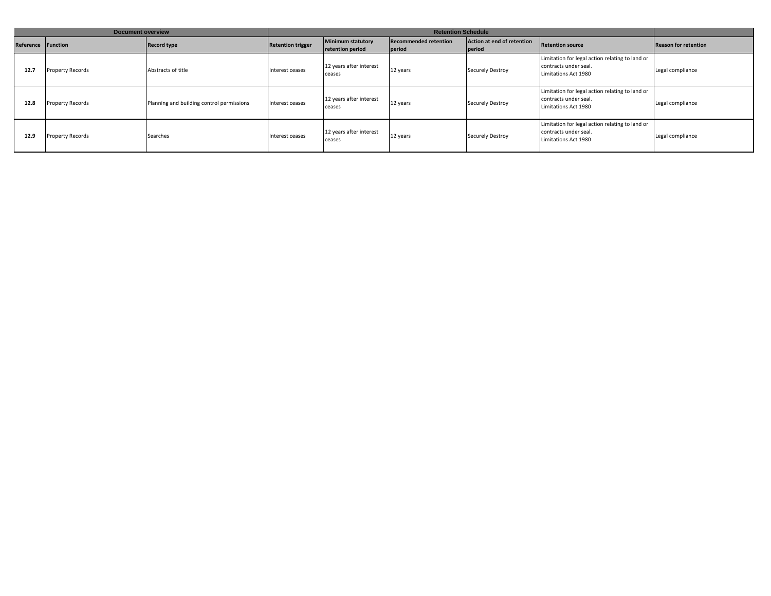| Document overview | | | Retention Schedule | | | | | |
|---|---|---|---|---|---|---|---|---|
| **Reference** | **Function** | **Record type** | **Retention trigger** | **Minimum statutory retention period** | **Recommended retention period** | **Action at end of retention period** | **Retention source** | **Reason for retention** |
| **12.7** | Property Records | Abstracts of title | Interest ceases | 12 years after interest ceases | 12 years | Securely Destroy | Limitation for legal action relating to land or contracts under seal. Limitations Act 1980 | Legal compliance |
| **12.8** | Property Records | Planning and building control permissions | Interest ceases | 12 years after interest ceases | 12 years | Securely Destroy | Limitation for legal action relating to land or contracts under seal. Limitations Act 1980 | Legal compliance |
| **12.9** | Property Records | Searches | Interest ceases | 12 years after interest ceases | 12 years | Securely Destroy | Limitation for legal action relating to land or contracts under seal. Limitations Act 1980 | Legal compliance |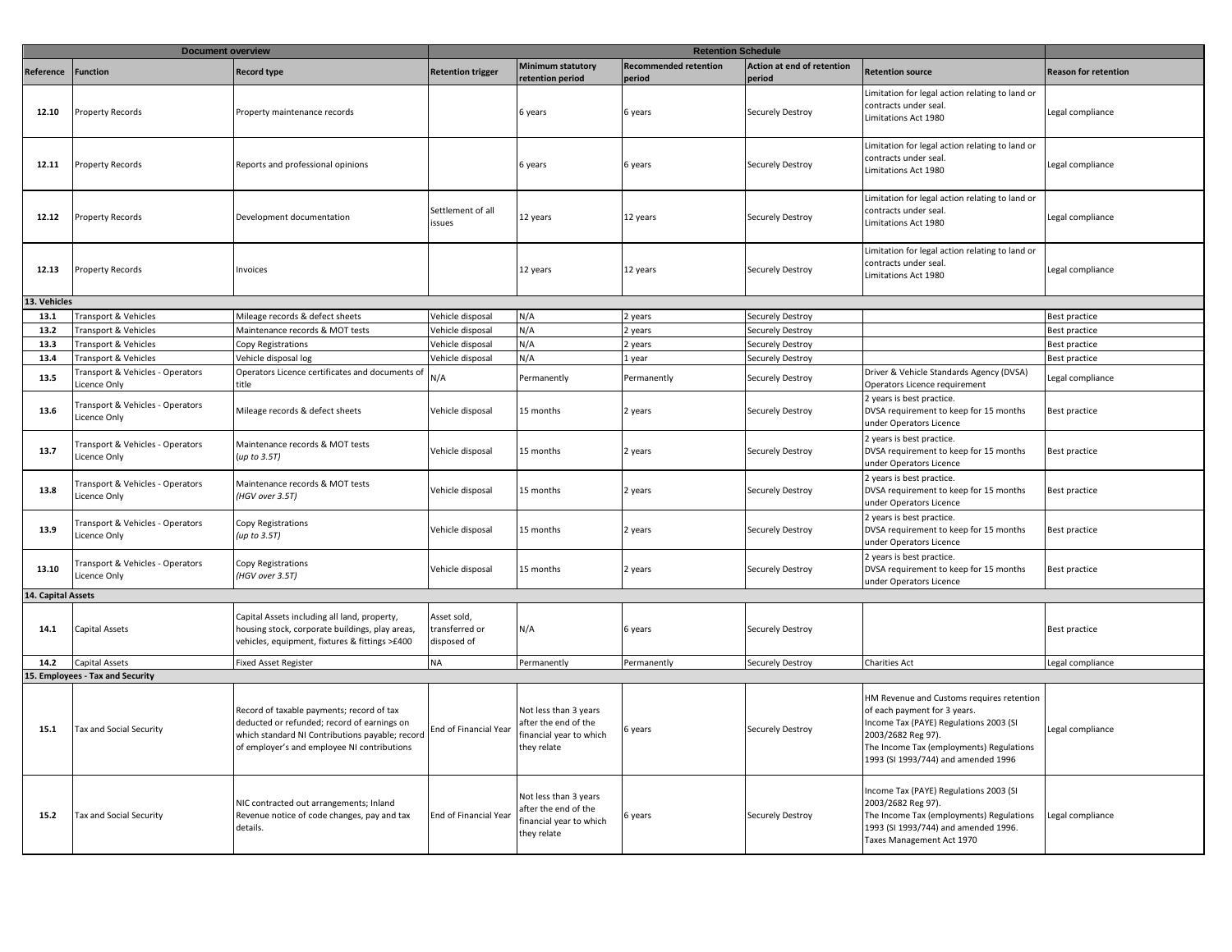| Document overview | | | Retention Schedule | | | | | |
|---|---|---|---|---|---|---|---|---|
| **Reference** | **Function** | **Record type** | **Retention trigger** | **Minimum statutory retention period** | **Recommended retention period** | **Action at end of retention period** | **Retention source** | **Reason for retention** |
| **12.10** | Property Records | Property maintenance records | | 6 years | 6 years | Securely Destroy | Limitation for legal action relating to land or contracts under seal. Limitations Act 1980 | Legal compliance |
| **12.11** | Property Records | Reports and professional opinions | | 6 years | 6 years | Securely Destroy | Limitation for legal action relating to land or contracts under seal. Limitations Act 1980 | Legal compliance |
| **12.12** | Property Records | Development documentation | Settlement of all issues | 12 years | 12 years | Securely Destroy | Limitation for legal action relating to land or contracts under seal. Limitations Act 1980 | Legal compliance |
| **12.13** | Property Records | Invoices | | 12 years | 12 years | Securely Destroy | Limitation for legal action relating to land or contracts under seal. Limitations Act 1980 | Legal compliance |
| **13. Vehicles** | | | | | | | | |
| **13.1** | Transport & Vehicles | Mileage records & defect sheets | Vehicle disposal | N/A | 2 years | Securely Destroy | | Best practice |
| **13.2** | Transport & Vehicles | Maintenance records & MOT tests | Vehicle disposal | N/A | 2 years | Securely Destroy | | Best practice |
| **13.3** | Transport & Vehicles | Copy Registrations | Vehicle disposal | N/A | 2 years | Securely Destroy | | Best practice |
| **13.4** | Transport & Vehicles | Vehicle disposal log | Vehicle disposal | N/A | 1 year | Securely Destroy | | Best practice |
| **13.5** | Transport & Vehicles - Operators Licence Only | Operators Licence certificates and documents of title | N/A | Permanently | Permanently | Securely Destroy | Driver & Vehicle Standards Agency (DVSA) Operators Licence requirement | Legal compliance |
| **13.6** | Transport & Vehicles - Operators Licence Only | Mileage records & defect sheets | Vehicle disposal | 15 months | 2 years | Securely Destroy | 2 years is best practice. DVSA requirement to keep for 15 months under Operators Licence | Best practice |
| **13.7** | Transport & Vehicles - Operators Licence Only | Maintenance records & MOT tests *(up to 3.5T)* | Vehicle disposal | 15 months | 2 years | Securely Destroy | 2 years is best practice. DVSA requirement to keep for 15 months under Operators Licence | Best practice |
| **13.8** | Transport & Vehicles - Operators Licence Only | Maintenance records & MOT tests *(HGV over 3.5T)* | Vehicle disposal | 15 months | 2 years | Securely Destroy | 2 years is best practice. DVSA requirement to keep for 15 months under Operators Licence | Best practice |
| **13.9** | Transport & Vehicles - Operators Licence Only | Copy Registrations *(up to 3.5T)* | Vehicle disposal | 15 months | 2 years | Securely Destroy | 2 years is best practice. DVSA requirement to keep for 15 months under Operators Licence | Best practice |
| **13.10** | Transport & Vehicles - Operators Licence Only | Copy Registrations *(HGV over 3.5T)* | Vehicle disposal | 15 months | 2 years | Securely Destroy | 2 years is best practice. DVSA requirement to keep for 15 months under Operators Licence | Best practice |
| **14. Capital Assets** | | | | | | | | |
| **14.1** | Capital Assets | Capital Assets including all land, property, housing stock, corporate buildings, play areas, vehicles, equipment, fixtures & fittings >£400 | Asset sold, transferred or disposed of | N/A | 6 years | Securely Destroy | | Best practice |
| **14.2** | Capital Assets | Fixed Asset Register | NA | Permanently | Permanently | Securely Destroy | Charities Act | Legal compliance |
| **15. Employees - Tax and Security** | | | | | | | | |
| **15.1** | Tax and Social Security | Record of taxable payments; record of tax deducted or refunded; record of earnings on which standard NI Contributions payable; record of employer's and employee NI contributions | End of Financial Year | Not less than 3 years after the end of the financial year to which they relate | 6 years | Securely Destroy | HM Revenue and Customs requires retention of each payment for 3 years. Income Tax (PAYE) Regulations 2003 (SI 2003/2682 Reg 97). The Income Tax (employments) Regulations 1993 (SI 1993/744) and amended 1996 | Legal compliance |
| **15.2** | Tax and Social Security | NIC contracted out arrangements; Inland Revenue notice of code changes, pay and tax details. | End of Financial Year | Not less than 3 years after the end of the financial year to which they relate | 6 years | Securely Destroy | Income Tax (PAYE) Regulations 2003 (SI 2003/2682 Reg 97). The Income Tax (employments) Regulations 1993 (SI 1993/744) and amended 1996. Taxes Management Act 1970 | Legal compliance |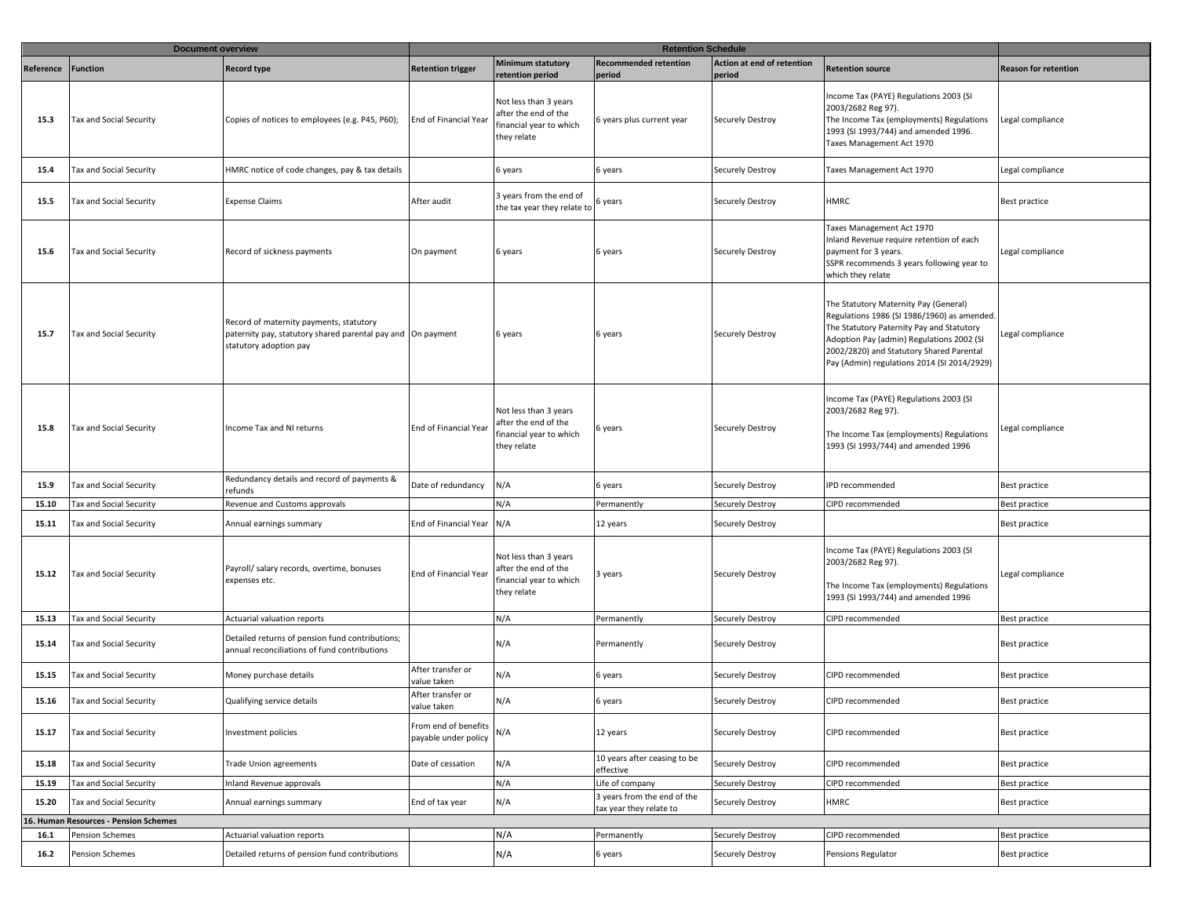| Document overview | | | Retention Schedule | | | | | |
|---|---|---|---|---|---|---|---|---|
| Reference | Function | Record type | Retention trigger | Minimum statutory retention period | Recommended retention period | Action at end of retention period | Retention source | Reason for retention |
| 15.3 | Tax and Social Security | Copies of notices to employees (e.g. P45, P60); | End of Financial Year | Not less than 3 years after the end of the financial year to which they relate | 6 years plus current year | Securely Destroy | Income Tax (PAYE) Regulations 2003 (SI 2003/2682 Reg 97). The Income Tax (employments) Regulations 1993 (SI 1993/744) and amended 1996. Taxes Management Act 1970 | Legal compliance |
| 15.4 | Tax and Social Security | HMRC notice of code changes, pay & tax details | | 6 years | 6 years | Securely Destroy | Taxes Management Act 1970 | Legal compliance |
| 15.5 | Tax and Social Security | Expense Claims | After audit | 3 years from the end of the tax year they relate to | 6 years | Securely Destroy | HMRC | Best practice |
| 15.6 | Tax and Social Security | Record of sickness payments | On payment | 6 years | 6 years | Securely Destroy | Taxes Management Act 1970 Inland Revenue require retention of each payment for 3 years. SSPR recommends 3 years following year to which they relate | Legal compliance |
| 15.7 | Tax and Social Security | Record of maternity payments, statutory paternity pay, statutory shared parental pay and statutory adoption pay | On payment | 6 years | 6 years | Securely Destroy | The Statutory Maternity Pay (General) Regulations 1986 (SI 1986/1960) as amended. The Statutory Paternity Pay and Statutory Adoption Pay (admin) Regulations 2002 (SI 2002/2820) and Statutory Shared Parental Pay (Admin) regulations 2014 (SI 2014/2929) | Legal compliance |
| 15.8 | Tax and Social Security | Income Tax and NI returns | End of Financial Year | Not less than 3 years after the end of the financial year to which they relate | 6 years | Securely Destroy | Income Tax (PAYE) Regulations 2003 (SI 2003/2682 Reg 97). The Income Tax (employments) Regulations 1993 (SI 1993/744) and amended 1996 | Legal compliance |
| 15.9 | Tax and Social Security | Redundancy details and record of payments & refunds | Date of redundancy | N/A | 6 years | Securely Destroy | IPD recommended | Best practice |
| 15.10 | Tax and Social Security | Revenue and Customs approvals | | N/A | Permanently | Securely Destroy | CIPD recommended | Best practice |
| 15.11 | Tax and Social Security | Annual earnings summary | End of Financial Year | N/A | 12 years | Securely Destroy | | Best practice |
| 15.12 | Tax and Social Security | Payroll/ salary records, overtime, bonuses expenses etc. | End of Financial Year | Not less than 3 years after the end of the financial year to which they relate | 3 years | Securely Destroy | Income Tax (PAYE) Regulations 2003 (SI 2003/2682 Reg 97). The Income Tax (employments) Regulations 1993 (SI 1993/744) and amended 1996 | Legal compliance |
| 15.13 | Tax and Social Security | Actuarial valuation reports | | N/A | Permanently | Securely Destroy | CIPD recommended | Best practice |
| 15.14 | Tax and Social Security | Detailed returns of pension fund contributions; annual reconciliations of fund contributions | | N/A | Permanently | Securely Destroy | | Best practice |
| 15.15 | Tax and Social Security | Money purchase details | After transfer or value taken | N/A | 6 years | Securely Destroy | CIPD recommended | Best practice |
| 15.16 | Tax and Social Security | Qualifying service details | After transfer or value taken | N/A | 6 years | Securely Destroy | CIPD recommended | Best practice |
| 15.17 | Tax and Social Security | Investment policies | From end of benefits payable under policy | N/A | 12 years | Securely Destroy | CIPD recommended | Best practice |
| 15.18 | Tax and Social Security | Trade Union agreements | Date of cessation | N/A | 10 years after ceasing to be effective | Securely Destroy | CIPD recommended | Best practice |
| 15.19 | Tax and Social Security | Inland Revenue approvals | | N/A | Life of company | Securely Destroy | CIPD recommended | Best practice |
| 15.20 | Tax and Social Security | Annual earnings summary | End of tax year | N/A | 3 years from the end of the tax year they relate to | Securely Destroy | HMRC | Best practice |
| **16. Human Resources - Pension Schemes** | | | | | | | | |
| 16.1 | Pension Schemes | Actuarial valuation reports | | N/A | Permanently | Securely Destroy | CIPD recommended | Best practice |
| 16.2 | Pension Schemes | Detailed returns of pension fund contributions | | N/A | 6 years | Securely Destroy | Pensions Regulator | Best practice |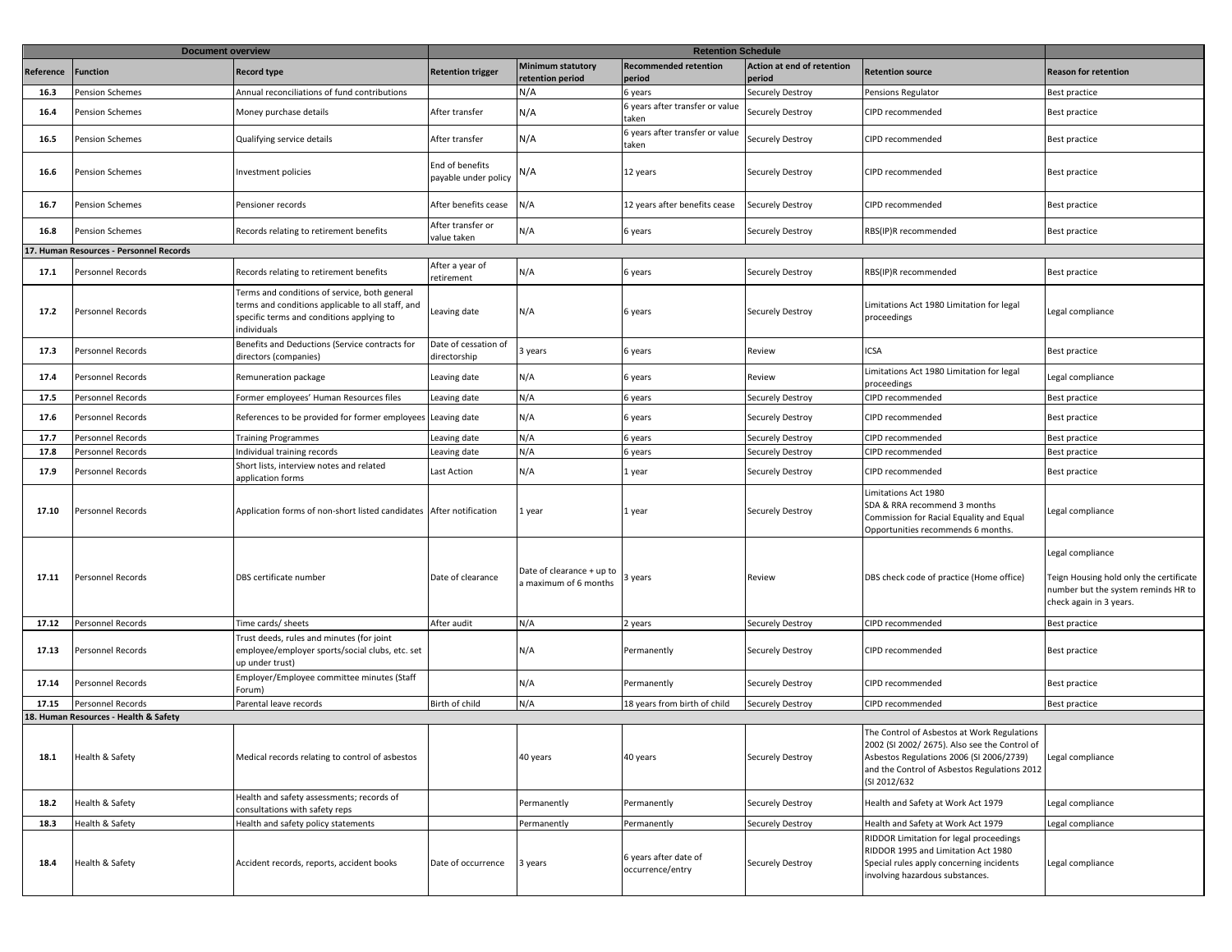| Document overview | | | Retention Schedule | | | | | | |
|---|---|---|---|---|---|---|---|---|---|
| Reference | Function | Record type | Retention trigger | Minimum statutory retention period | Recommended retention period | Action at end of retention period | Retention source | Reason for retention |
| 16.3 | Pension Schemes | Annual reconciliations of fund contributions | | N/A | 6 years | Securely Destroy | Pensions Regulator | Best practice |
| 16.4 | Pension Schemes | Money purchase details | After transfer | N/A | 6 years after transfer or value taken | Securely Destroy | CIPD recommended | Best practice |
| 16.5 | Pension Schemes | Qualifying service details | After transfer | N/A | 6 years after transfer or value taken | Securely Destroy | CIPD recommended | Best practice |
| 16.6 | Pension Schemes | Investment policies | End of benefits payable under policy | N/A | 12 years | Securely Destroy | CIPD recommended | Best practice |
| 16.7 | Pension Schemes | Pensioner records | After benefits cease | N/A | 12 years after benefits cease | Securely Destroy | CIPD recommended | Best practice |
| 16.8 | Pension Schemes | Records relating to retirement benefits | After transfer or value taken | N/A | 6 years | Securely Destroy | RBS(IP)R recommended | Best practice |
| **17. Human Resources - Personnel Records** | | | | | | | | |
| 17.1 | Personnel Records | Records relating to retirement benefits | After a year of retirement | N/A | 6 years | Securely Destroy | RBS(IP)R recommended | Best practice |
| 17.2 | Personnel Records | Terms and conditions of service, both general terms and conditions applicable to all staff, and specific terms and conditions applying to individuals | Leaving date | N/A | 6 years | Securely Destroy | Limitations Act 1980 Limitation for legal proceedings | Legal compliance |
| 17.3 | Personnel Records | Benefits and Deductions (Service contracts for directors (companies) | Date of cessation of directorship | 3 years | 6 years | Review | ICSA | Best practice |
| 17.4 | Personnel Records | Remuneration package | Leaving date | N/A | 6 years | Review | Limitations Act 1980 Limitation for legal proceedings | Legal compliance |
| 17.5 | Personnel Records | Former employees' Human Resources files | Leaving date | N/A | 6 years | Securely Destroy | CIPD recommended | Best practice |
| 17.6 | Personnel Records | References to be provided for former employees | Leaving date | N/A | 6 years | Securely Destroy | CIPD recommended | Best practice |
| 17.7 | Personnel Records | Training Programmes | Leaving date | N/A | 6 years | Securely Destroy | CIPD recommended | Best practice |
| 17.8 | Personnel Records | Individual training records | Leaving date | N/A | 6 years | Securely Destroy | CIPD recommended | Best practice |
| 17.9 | Personnel Records | Short lists, interview notes and related application forms | Last Action | N/A | 1 year | Securely Destroy | CIPD recommended | Best practice |
| 17.10 | Personnel Records | Application forms of non-short listed candidates | After notification | 1 year | 1 year | Securely Destroy | Limitations Act 1980<br>SDA & RRA recommend 3 months<br>Commission for Racial Equality and Equal Opportunities recommends 6 months. | Legal compliance |
| 17.11 | Personnel Records | DBS certificate number | Date of clearance | Date of clearance + up to a maximum of 6 months | 3 years | Review | DBS check code of practice (Home office) | Legal compliance<br><br>Teign Housing hold only the certificate number but the system reminds HR to check again in 3 years. |
| 17.12 | Personnel Records | Time cards/ sheets | After audit | N/A | 2 years | Securely Destroy | CIPD recommended | Best practice |
| 17.13 | Personnel Records | Trust deeds, rules and minutes (for joint employee/employer sports/social clubs, etc. set up under trust) | | N/A | Permanently | Securely Destroy | CIPD recommended | Best practice |
| 17.14 | Personnel Records | Employer/Employee committee minutes (Staff Forum) | | N/A | Permanently | Securely Destroy | CIPD recommended | Best practice |
| 17.15 | Personnel Records | Parental leave records | Birth of child | N/A | 18 years from birth of child | Securely Destroy | CIPD recommended | Best practice |
| **18. Human Resources - Health & Safety** | | | | | | | | |
| 18.1 | Health & Safety | Medical records relating to control of asbestos | | 40 years | 40 years | Securely Destroy | The Control of Asbestos at Work Regulations 2002 (SI 2002/ 2675). Also see the Control of Asbestos Regulations 2006 (SI 2006/2739) and the Control of Asbestos Regulations 2012 (SI 2012/632 | Legal compliance |
| 18.2 | Health & Safety | Health and safety assessments; records of consultations with safety reps | | Permanently | Permanently | Securely Destroy | Health and Safety at Work Act 1979 | Legal compliance |
| 18.3 | Health & Safety | Health and safety policy statements | | Permanently | Permanently | Securely Destroy | Health and Safety at Work Act 1979 | Legal compliance |
| 18.4 | Health & Safety | Accident records, reports, accident books | Date of occurrence | 3 years | 6 years after date of occurrence/entry | Securely Destroy | RIDDOR Limitation for legal proceedings<br>RIDDOR 1995 and Limitation Act 1980<br>Special rules apply concerning incidents involving hazardous substances. | Legal compliance |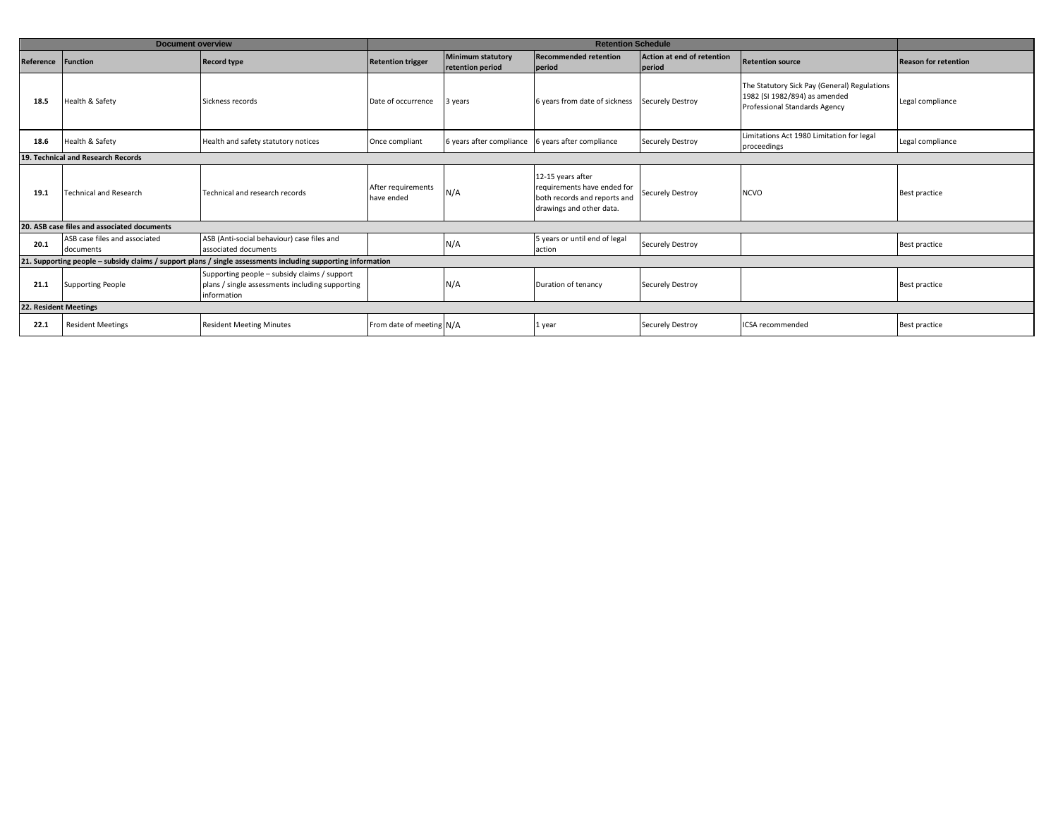| Document overview | | | Retention Schedule | | | | | |
|---|---|---|---|---|---|---|---|---|
| **Reference** | **Function** | **Record type** | **Retention trigger** | **Minimum statutory retention period** | **Recommended retention period** | **Action at end of retention period** | **Retention source** | **Reason for retention** |
| **18.5** | Health & Safety | Sickness records | Date of occurrence | 3 years | 6 years from date of sickness | Securely Destroy | The Statutory Sick Pay (General) Regulations 1982 (SI 1982/894) as amended Professional Standards Agency | Legal compliance |
| **18.6** | Health & Safety | Health and safety statutory notices | Once compliant | 6 years after compliance | 6 years after compliance | Securely Destroy | Limitations Act 1980 Limitation for legal proceedings | Legal compliance |
| **19. Technical and Research Records** | | | | | | | | |
| **19.1** | Technical and Research | Technical and research records | After requirements have ended | N/A | 12-15 years after requirements have ended for both records and reports and drawings and other data. | Securely Destroy | NCVO | Best practice |
| **20. ASB case files and associated documents** | | | | | | | | |
| **20.1** | ASB case files and associated documents | ASB (Anti-social behaviour) case files and associated documents | | N/A | 5 years or until end of legal action | Securely Destroy | | Best practice |
| **21. Supporting people – subsidy claims / support plans / single assessments including supporting information** | | | | | | | | |
| **21.1** | Supporting People | Supporting people – subsidy claims / support plans / single assessments including supporting information | | N/A | Duration of tenancy | Securely Destroy | | Best practice |
| **22. Resident Meetings** | | | | | | | | |
| **22.1** | Resident Meetings | Resident Meeting Minutes | From date of meeting | N/A | 1 year | Securely Destroy | ICSA recommended | Best practice |